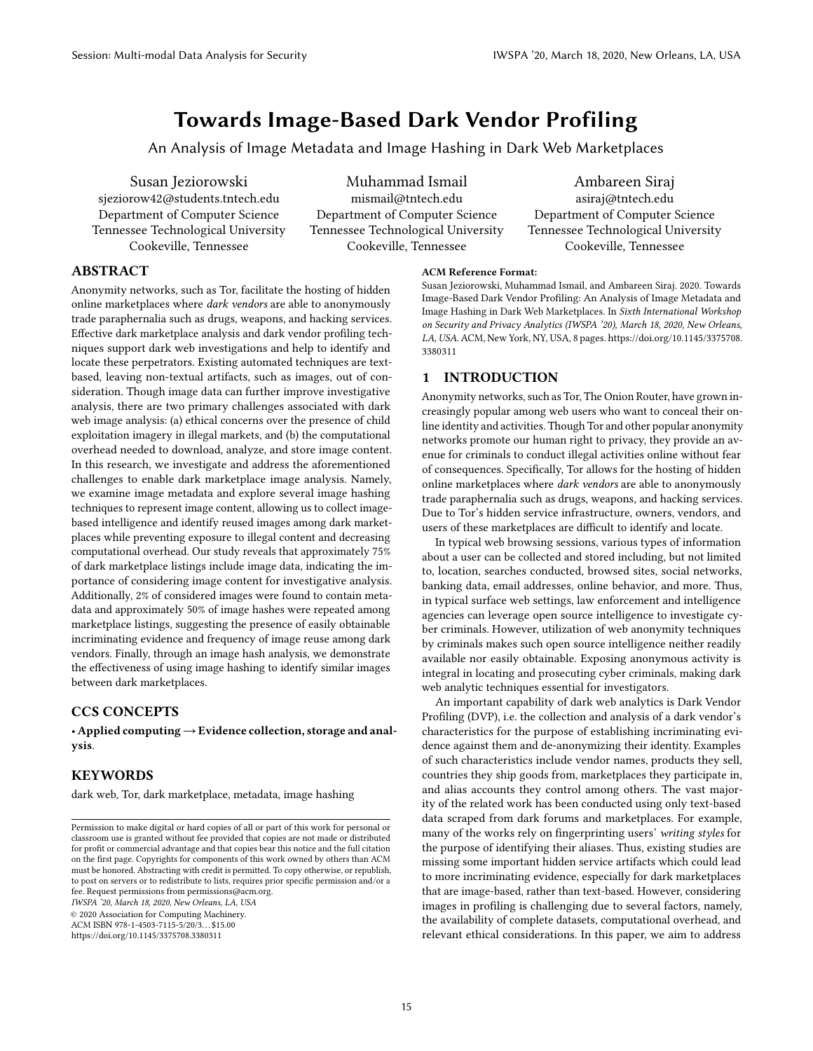# Towards Image-Based Dark Vendor Profiling

An Analysis of Image Metadata and Image Hashing in Dark Web Marketplaces

Susan Jeziorowski
sjeziorow42@students.tntech.edu
Department of Computer Science
Tennessee Technological University
Cookeville, Tennessee

Muhammad Ismail
mismail@tntech.edu
Department of Computer Science
Tennessee Technological University
Cookeville, Tennessee

Ambareen Siraj
asiraj@tntech.edu
Department of Computer Science
Tennessee Technological University
Cookeville, Tennessee

## ABSTRACT

Anonymity networks, such as Tor, facilitate the hosting of hidden online marketplaces where *dark vendors* are able to anonymously trade paraphernalia such as drugs, weapons, and hacking services. Effective dark marketplace analysis and dark vendor profiling techniques support dark web investigations and help to identify and locate these perpetrators. Existing automated techniques are text-based, leaving non-textual artifacts, such as images, out of consideration. Though image data can further improve investigative analysis, there are two primary challenges associated with dark web image analysis: (a) ethical concerns over the presence of child exploitation imagery in illegal markets, and (b) the computational overhead needed to download, analyze, and store image content. In this research, we investigate and address the aforementioned challenges to enable dark marketplace image analysis. Namely, we examine image metadata and explore several image hashing techniques to represent image content, allowing us to collect image-based intelligence and identify reused images among dark marketplaces while preventing exposure to illegal content and decreasing computational overhead. Our study reveals that approximately 75% of dark marketplace listings include image data, indicating the importance of considering image content for investigative analysis. Additionally, 2% of considered images were found to contain metadata and approximately 50% of image hashes were repeated among marketplace listings, suggesting the presence of easily obtainable incriminating evidence and frequency of image reuse among dark vendors. Finally, through an image hash analysis, we demonstrate the effectiveness of using image hashing to identify similar images between dark marketplaces.

## CCS CONCEPTS

• **Applied computing → Evidence collection, storage and analysis**.

## KEYWORDS

dark web, Tor, dark marketplace, metadata, image hashing

Permission to make digital or hard copies of all or part of this work for personal or classroom use is granted without fee provided that copies are not made or distributed for profit or commercial advantage and that copies bear this notice and the full citation on the first page. Copyrights for components of this work owned by others than ACM must be honored. Abstracting with credit is permitted. To copy otherwise, or republish, to post on servers or to redistribute to lists, requires prior specific permission and/or a fee. Request permissions from permissions@acm.org.
*IWSPA '20, March 18, 2020, New Orleans, LA, USA*
© 2020 Association for Computing Machinery.
ACM ISBN 978-1-4503-7115-5/20/3…$15.00
https://doi.org/10.1145/3375708.3380311

**ACM Reference Format:**
Susan Jeziorowski, Muhammad Ismail, and Ambareen Siraj. 2020. Towards Image-Based Dark Vendor Profiling: An Analysis of Image Metadata and Image Hashing in Dark Web Marketplaces. In *Sixth International Workshop on Security and Privacy Analytics (IWSPA '20), March 18, 2020, New Orleans, LA, USA.* ACM, New York, NY, USA, 8 pages. https://doi.org/10.1145/3375708.3380311

## 1 INTRODUCTION

Anonymity networks, such as Tor, The Onion Router, have grown increasingly popular among web users who want to conceal their online identity and activities. Though Tor and other popular anonymity networks promote our human right to privacy, they provide an avenue for criminals to conduct illegal activities online without fear of consequences. Specifically, Tor allows for the hosting of hidden online marketplaces where *dark vendors* are able to anonymously trade paraphernalia such as drugs, weapons, and hacking services. Due to Tor's hidden service infrastructure, owners, vendors, and users of these marketplaces are difficult to identify and locate.

In typical web browsing sessions, various types of information about a user can be collected and stored including, but not limited to, location, searches conducted, browsed sites, social networks, banking data, email addresses, online behavior, and more. Thus, in typical surface web settings, law enforcement and intelligence agencies can leverage open source intelligence to investigate cyber criminals. However, utilization of web anonymity techniques by criminals makes such open source intelligence neither readily available nor easily obtainable. Exposing anonymous activity is integral in locating and prosecuting cyber criminals, making dark web analytic techniques essential for investigators.

An important capability of dark web analytics is Dark Vendor Profiling (DVP), i.e. the collection and analysis of a dark vendor's characteristics for the purpose of establishing incriminating evidence against them and de-anonymizing their identity. Examples of such characteristics include vendor names, products they sell, countries they ship goods from, marketplaces they participate in, and alias accounts they control among others. The vast majority of the related work has been conducted using only text-based data scraped from dark forums and marketplaces. For example, many of the works rely on fingerprinting users' *writing styles* for the purpose of identifying their aliases. Thus, existing studies are missing some important hidden service artifacts which could lead to more incriminating evidence, especially for dark marketplaces that are image-based, rather than text-based. However, considering images in profiling is challenging due to several factors, namely, the availability of complete datasets, computational overhead, and relevant ethical considerations. In this paper, we aim to address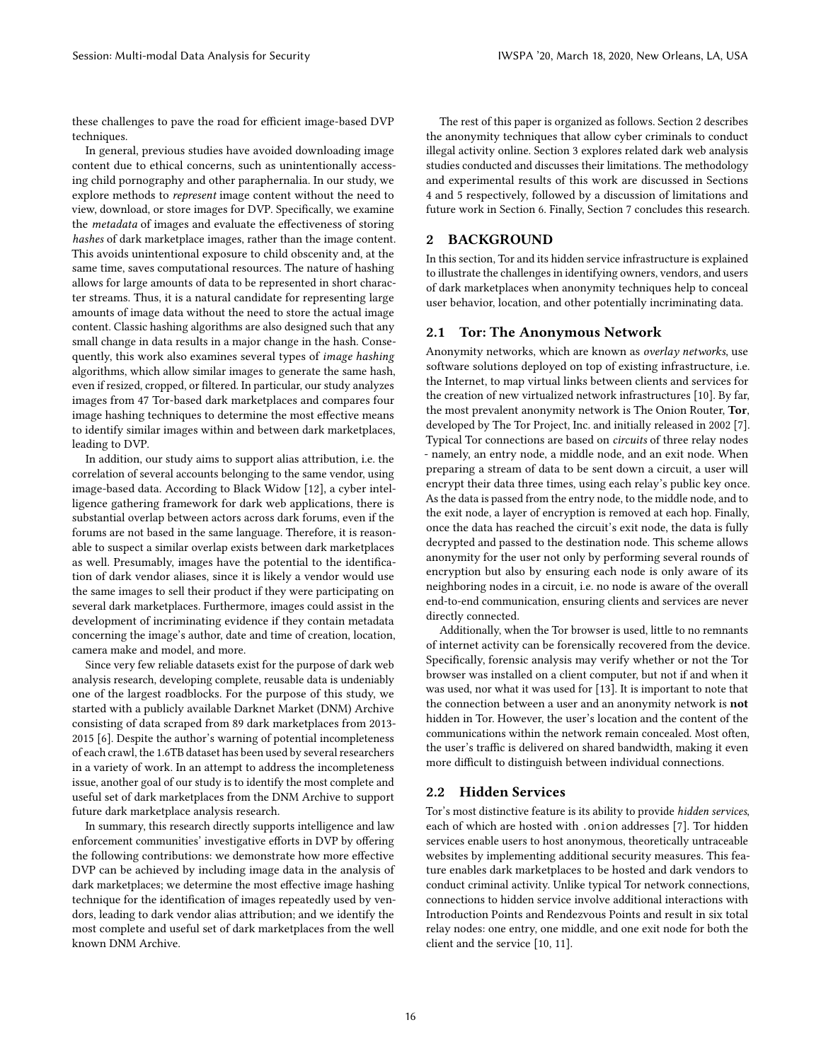these challenges to pave the road for efficient image-based DVP techniques.

In general, previous studies have avoided downloading image content due to ethical concerns, such as unintentionally accessing child pornography and other paraphernalia. In our study, we explore methods to *represent* image content without the need to view, download, or store images for DVP. Specifically, we examine the *metadata* of images and evaluate the effectiveness of storing *hashes* of dark marketplace images, rather than the image content. This avoids unintentional exposure to child obscenity and, at the same time, saves computational resources. The nature of hashing allows for large amounts of data to be represented in short character streams. Thus, it is a natural candidate for representing large amounts of image data without the need to store the actual image content. Classic hashing algorithms are also designed such that any small change in data results in a major change in the hash. Consequently, this work also examines several types of *image hashing* algorithms, which allow similar images to generate the same hash, even if resized, cropped, or filtered. In particular, our study analyzes images from 47 Tor-based dark marketplaces and compares four image hashing techniques to determine the most effective means to identify similar images within and between dark marketplaces, leading to DVP.

In addition, our study aims to support alias attribution, i.e. the correlation of several accounts belonging to the same vendor, using image-based data. According to Black Widow [12], a cyber intelligence gathering framework for dark web applications, there is substantial overlap between actors across dark forums, even if the forums are not based in the same language. Therefore, it is reasonable to suspect a similar overlap exists between dark marketplaces as well. Presumably, images have the potential to the identification of dark vendor aliases, since it is likely a vendor would use the same images to sell their product if they were participating on several dark marketplaces. Furthermore, images could assist in the development of incriminating evidence if they contain metadata concerning the image's author, date and time of creation, location, camera make and model, and more.

Since very few reliable datasets exist for the purpose of dark web analysis research, developing complete, reusable data is undeniably one of the largest roadblocks. For the purpose of this study, we started with a publicly available Darknet Market (DNM) Archive consisting of data scraped from 89 dark marketplaces from 2013-2015 [6]. Despite the author's warning of potential incompleteness of each crawl, the 1.6TB dataset has been used by several researchers in a variety of work. In an attempt to address the incompleteness issue, another goal of our study is to identify the most complete and useful set of dark marketplaces from the DNM Archive to support future dark marketplace analysis research.

In summary, this research directly supports intelligence and law enforcement communities' investigative efforts in DVP by offering the following contributions: we demonstrate how more effective DVP can be achieved by including image data in the analysis of dark marketplaces; we determine the most effective image hashing technique for the identification of images repeatedly used by vendors, leading to dark vendor alias attribution; and we identify the most complete and useful set of dark marketplaces from the well known DNM Archive.

The rest of this paper is organized as follows. Section 2 describes the anonymity techniques that allow cyber criminals to conduct illegal activity online. Section 3 explores related dark web analysis studies conducted and discusses their limitations. The methodology and experimental results of this work are discussed in Sections 4 and 5 respectively, followed by a discussion of limitations and future work in Section 6. Finally, Section 7 concludes this research.

## 2 BACKGROUND

In this section, Tor and its hidden service infrastructure is explained to illustrate the challenges in identifying owners, vendors, and users of dark marketplaces when anonymity techniques help to conceal user behavior, location, and other potentially incriminating data.

### 2.1 Tor: The Anonymous Network

Anonymity networks, which are known as *overlay networks*, use software solutions deployed on top of existing infrastructure, i.e. the Internet, to map virtual links between clients and services for the creation of new virtualized network infrastructures [10]. By far, the most prevalent anonymity network is The Onion Router, **Tor**, developed by The Tor Project, Inc. and initially released in 2002 [7]. Typical Tor connections are based on *circuits* of three relay nodes - namely, an entry node, a middle node, and an exit node. When preparing a stream of data to be sent down a circuit, a user will encrypt their data three times, using each relay's public key once. As the data is passed from the entry node, to the middle node, and to the exit node, a layer of encryption is removed at each hop. Finally, once the data has reached the circuit's exit node, the data is fully decrypted and passed to the destination node. This scheme allows anonymity for the user not only by performing several rounds of encryption but also by ensuring each node is only aware of its neighboring nodes in a circuit, i.e. no node is aware of the overall end-to-end communication, ensuring clients and services are never directly connected.

Additionally, when the Tor browser is used, little to no remnants of internet activity can be forensically recovered from the device. Specifically, forensic analysis may verify whether or not the Tor browser was installed on a client computer, but not if and when it was used, nor what it was used for [13]. It is important to note that the connection between a user and an anonymity network is **not** hidden in Tor. However, the user's location and the content of the communications within the network remain concealed. Most often, the user's traffic is delivered on shared bandwidth, making it even more difficult to distinguish between individual connections.

### 2.2 Hidden Services

Tor's most distinctive feature is its ability to provide *hidden services*, each of which are hosted with `.onion` addresses [7]. Tor hidden services enable users to host anonymous, theoretically untraceable websites by implementing additional security measures. This feature enables dark marketplaces to be hosted and dark vendors to conduct criminal activity. Unlike typical Tor network connections, connections to hidden service involve additional interactions with Introduction Points and Rendezvous Points and result in six total relay nodes: one entry, one middle, and one exit node for both the client and the service [10, 11].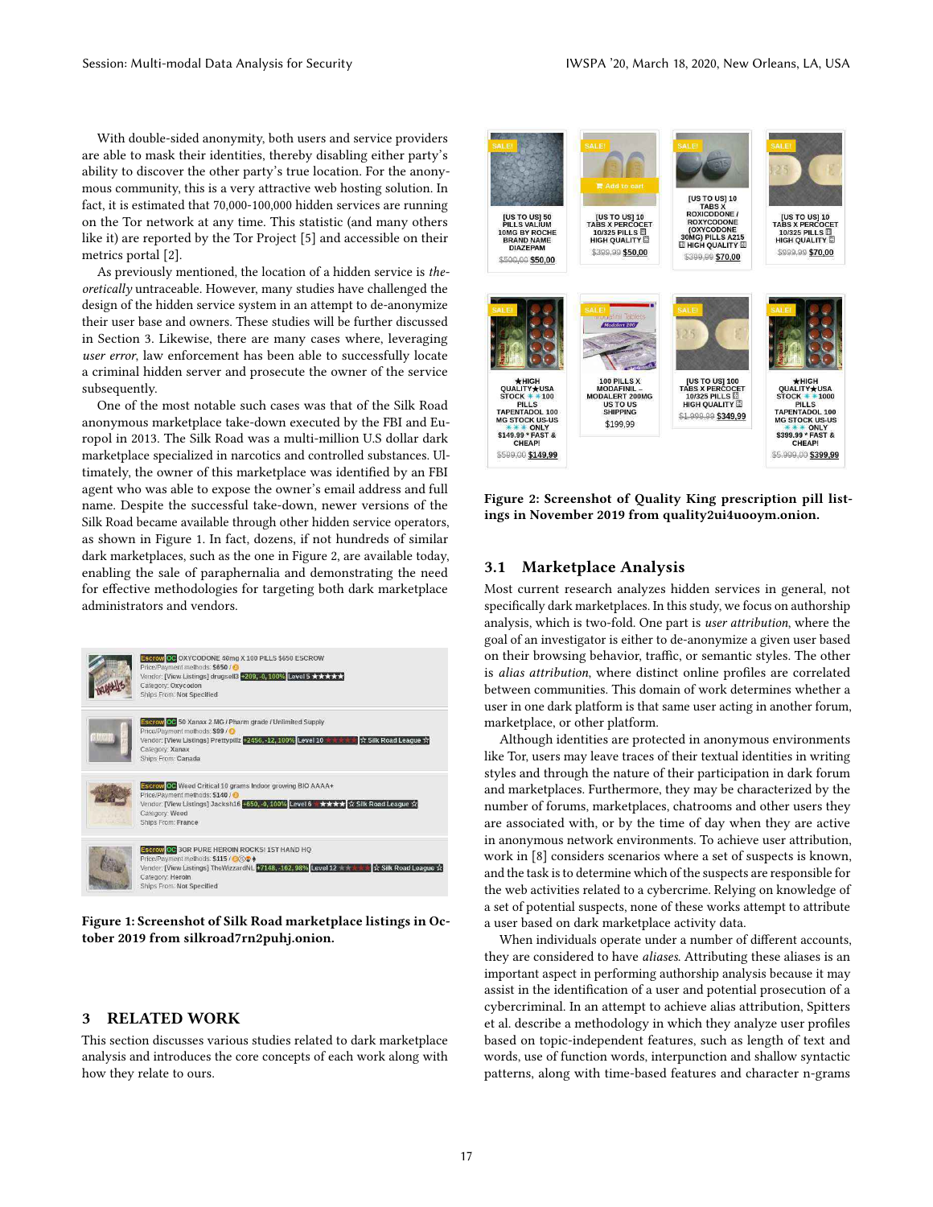With double-sided anonymity, both users and service providers are able to mask their identities, thereby disabling either party's ability to discover the other party's true location. For the anonymous community, this is a very attractive web hosting solution. In fact, it is estimated that 70,000-100,000 hidden services are running on the Tor network at any time. This statistic (and many others like it) are reported by the Tor Project [5] and accessible on their metrics portal [2].

As previously mentioned, the location of a hidden service is *theoretically* untraceable. However, many studies have challenged the design of the hidden service system in an attempt to de-anonymize their user base and owners. These studies will be further discussed in Section 3. Likewise, there are many cases where, leveraging *user error*, law enforcement has been able to successfully locate a criminal hidden server and prosecute the owner of the service subsequently.

One of the most notable such cases was that of the Silk Road anonymous marketplace take-down executed by the FBI and Europol in 2013. The Silk Road was a multi-million U.S dollar dark marketplace specialized in narcotics and controlled substances. Ultimately, the owner of this marketplace was identified by an FBI agent who was able to expose the owner's email address and full name. Despite the successful take-down, newer versions of the Silk Road became available through other hidden service operators, as shown in Figure 1. In fact, dozens, if not hundreds of similar dark marketplaces, such as the one in Figure 2, are available today, enabling the sale of paraphernalia and demonstrating the need for effective methodologies for targeting both dark marketplace administrators and vendors.

**Figure 1: Screenshot of Silk Road marketplace listings in October 2019 from silkroad7rn2puhj.onion.**

**Figure 2: Screenshot of Quality King prescription pill listings in November 2019 from quality2ui4uooym.onion.**

## 3 RELATED WORK

This section discusses various studies related to dark marketplace analysis and introduces the core concepts of each work along with how they relate to ours.

### 3.1 Marketplace Analysis

Most current research analyzes hidden services in general, not specifically dark marketplaces. In this study, we focus on authorship analysis, which is two-fold. One part is *user attribution*, where the goal of an investigator is either to de-anonymize a given user based on their browsing behavior, traffic, or semantic styles. The other is *alias attribution*, where distinct online profiles are correlated between communities. This domain of work determines whether a user in one dark platform is that same user acting in another forum, marketplace, or other platform.

Although identities are protected in anonymous environments like Tor, users may leave traces of their textual identities in writing styles and through the nature of their participation in dark forum and marketplaces. Furthermore, they may be characterized by the number of forums, marketplaces, chatrooms and other users they are associated with, or by the time of day when they are active in anonymous network environments. To achieve user attribution, work in [8] considers scenarios where a set of suspects is known, and the task is to determine which of the suspects are responsible for the web activities related to a cybercrime. Relying on knowledge of a set of potential suspects, none of these works attempt to attribute a user based on dark marketplace activity data.

When individuals operate under a number of different accounts, they are considered to have *aliases*. Attributing these aliases is an important aspect in performing authorship analysis because it may assist in the identification of a user and potential prosecution of a cybercriminal. In an attempt to achieve alias attribution, Spitters et al. describe a methodology in which they analyze user profiles based on topic-independent features, such as length of text and words, use of function words, interpunction and shallow syntactic patterns, along with time-based features and character n-grams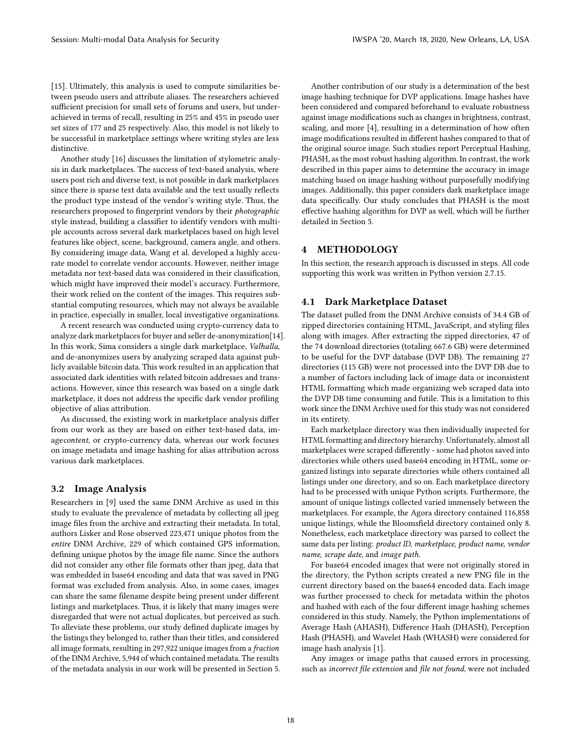[15]. Ultimately, this analysis is used to compute similarities between pseudo users and attribute aliases. The researchers achieved sufficient precision for small sets of forums and users, but under-achieved in terms of recall, resulting in 25% and 45% in pseudo user set sizes of 177 and 25 respectively. Also, this model is not likely to be successful in marketplace settings where writing styles are less distinctive.

Another study [16] discusses the limitation of stylometric analysis in dark marketplaces. The success of text-based analysis, where users post rich and diverse text, is not possible in dark marketplaces since there is sparse text data available and the text usually reflects the product type instead of the vendor's writing style. Thus, the researchers proposed to fingerprint vendors by their *photographic* style instead, building a classifier to identify vendors with multiple accounts across several dark marketplaces based on high level features like object, scene, background, camera angle, and others. By considering image data, Wang et al. developed a highly accurate model to correlate vendor accounts. However, neither image metadata nor text-based data was considered in their classification, which might have improved their model's accuracy. Furthermore, their work relied on the content of the images. This requires substantial computing resources, which may not always be available in practice, especially in smaller, local investigative organizations.

A recent research was conducted using crypto-currency data to analyze dark marketplaces for buyer and seller de-anonymization[14]. In this work, Sima considers a single dark marketplace, *Valhalla*, and de-anonymizes users by analyzing scraped data against publicly available bitcoin data. This work resulted in an application that associated dark identities with related bitcoin addresses and transactions. However, since this research was based on a single dark marketplace, it does not address the specific dark vendor profiling objective of alias attribution.

As discussed, the existing work in marketplace analysis differ from our work as they are based on either text-based data, image*content*, or crypto-currency data, whereas our work focuses on image metadata and image hashing for alias attribution across various dark marketplaces.

### 3.2 Image Analysis

Researchers in [9] used the same DNM Archive as used in this study to evaluate the prevalence of metadata by collecting all jpeg image files from the archive and extracting their metadata. In total, authors Lisker and Rose observed 223,471 unique photos from the *entire* DNM Archive, 229 of which contained GPS information, defining unique photos by the image file name. Since the authors did not consider any other file formats other than jpeg, data that was embedded in base64 encoding and data that was saved in PNG format was excluded from analysis. Also, in some cases, images can share the same filename despite being present under different listings and marketplaces. Thus, it is likely that many images were disregarded that were not actual duplicates, but perceived as such. To alleviate these problems, our study defined duplicate images by the listings they belonged to, rather than their titles, and considered all image formats, resulting in 297,922 unique images from a *fraction* of the DNM Archive, 5,944 of which contained metadata. The results of the metadata analysis in our work will be presented in Section 5.

Another contribution of our study is a determination of the best image hashing technique for DVP applications. Image hashes have been considered and compared beforehand to evaluate robustness against image modifications such as changes in brightness, contrast, scaling, and more [4], resulting in a determination of how often image modifications resulted in different hashes compared to that of the original source image. Such studies report Perceptual Hashing, PHASH, as the most robust hashing algorithm. In contrast, the work described in this paper aims to determine the accuracy in image matching based on image hashing without purposefully modifying images. Additionally, this paper considers dark marketplace image data specifically. Our study concludes that PHASH is the most effective hashing algorithm for DVP as well, which will be further detailed in Section 5.

## 4 METHODOLOGY

In this section, the research approach is discussed in steps. All code supporting this work was written in Python version 2.7.15.

### 4.1 Dark Marketplace Dataset

The dataset pulled from the DNM Archive consists of 34.4 GB of zipped directories containing HTML, JavaScript, and styling files along with images. After extracting the zipped directories, 47 of the 74 download directories (totaling 667.6 GB) were determined to be useful for the DVP database (DVP DB). The remaining 27 directories (115 GB) were not processed into the DVP DB due to a number of factors including lack of image data or inconsistent HTML formatting which made organizing web scraped data into the DVP DB time consuming and futile. This is a limitation to this work since the DNM Archive used for this study was not considered in its entirety.

Each marketplace directory was then individually inspected for HTML formatting and directory hierarchy. Unfortunately, almost all marketplaces were scraped differently - some had photos saved into directories while others used base64 encoding in HTML, some organized listings into separate directories while others contained all listings under one directory, and so on. Each marketplace directory had to be processed with unique Python scripts. Furthermore, the amount of unique listings collected varied immensely between the marketplaces. For example, the Agora directory contained 116,858 unique listings, while the Bloomsfield directory contained only 8. Nonetheless, each marketplace directory was parsed to collect the same data per listing: *product ID, marketplace, product name, vendor name, scrape date,* and *image path.*

For base64 encoded images that were not originally stored in the directory, the Python scripts created a new PNG file in the current directory based on the base64 encoded data. Each image was further processed to check for metadata within the photos and hashed with each of the four different image hashing schemes considered in this study. Namely, the Python implementations of Average Hash (AHASH), Difference Hash (DHASH), Perception Hash (PHASH), and Wavelet Hash (WHASH) were considered for image hash analysis [1].

Any images or image paths that caused errors in processing, such as *incorrect file extension* and *file not found*, were not included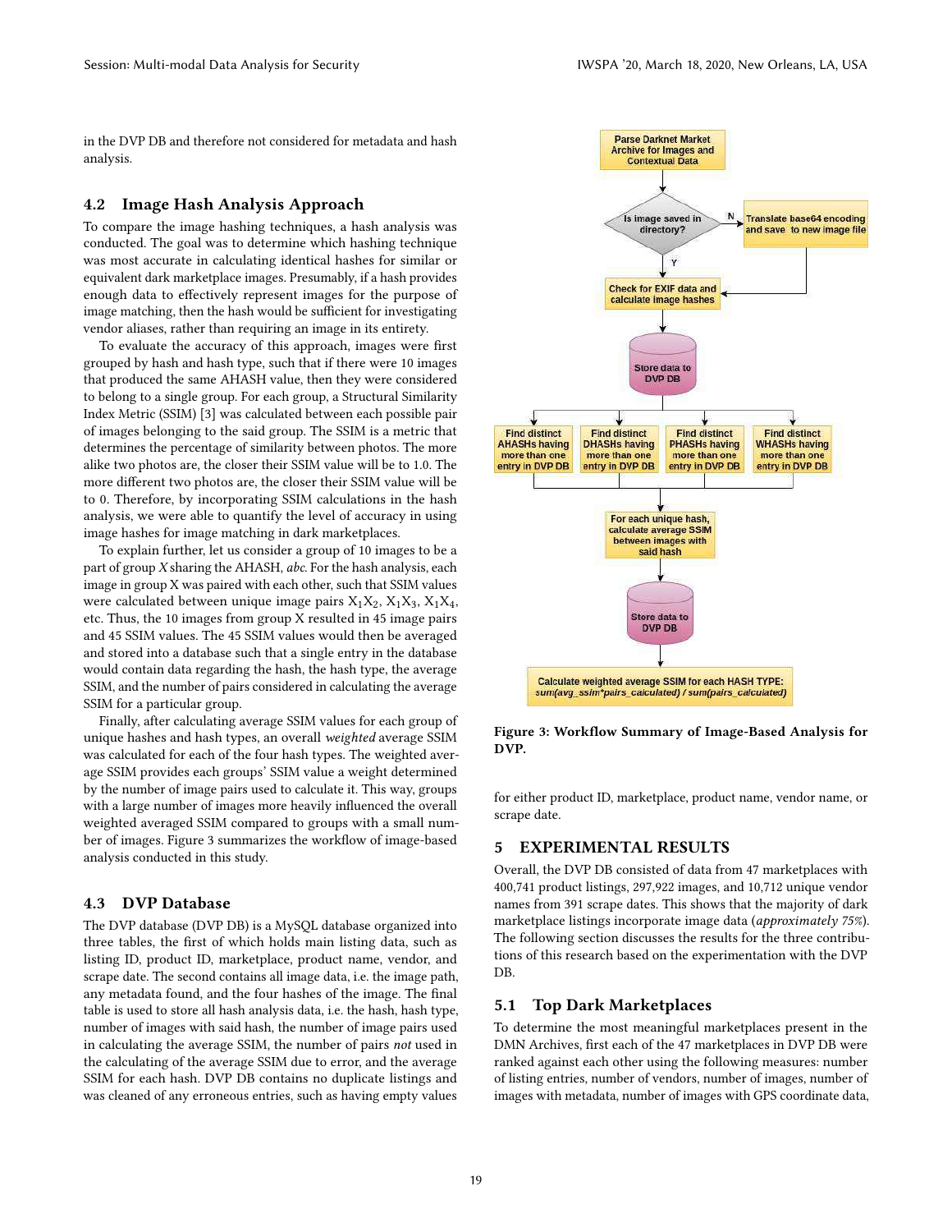in the DVP DB and therefore not considered for metadata and hash analysis.

### 4.2 Image Hash Analysis Approach

To compare the image hashing techniques, a hash analysis was conducted. The goal was to determine which hashing technique was most accurate in calculating identical hashes for similar or equivalent dark marketplace images. Presumably, if a hash provides enough data to effectively represent images for the purpose of image matching, then the hash would be sufficient for investigating vendor aliases, rather than requiring an image in its entirety.

To evaluate the accuracy of this approach, images were first grouped by hash and hash type, such that if there were 10 images that produced the same AHASH value, then they were considered to belong to a single group. For each group, a Structural Similarity Index Metric (SSIM) [3] was calculated between each possible pair of images belonging to the said group. The SSIM is a metric that determines the percentage of similarity between photos. The more alike two photos are, the closer their SSIM value will be to 1.0. The more different two photos are, the closer their SSIM value will be to 0. Therefore, by incorporating SSIM calculations in the hash analysis, we were able to quantify the level of accuracy in using image hashes for image matching in dark marketplaces.

To explain further, let us consider a group of 10 images to be a part of group *X* sharing the AHASH, *abc*. For the hash analysis, each image in group X was paired with each other, such that SSIM values were calculated between unique image pairs $X_1X_2$, $X_1X_3$, $X_1X_4$, etc. Thus, the 10 images from group X resulted in 45 image pairs and 45 SSIM values. The 45 SSIM values would then be averaged and stored into a database such that a single entry in the database would contain data regarding the hash, the hash type, the average SSIM, and the number of pairs considered in calculating the average SSIM for a particular group.

Finally, after calculating average SSIM values for each group of unique hashes and hash types, an overall *weighted* average SSIM was calculated for each of the four hash types. The weighted average SSIM provides each groups' SSIM value a weight determined by the number of image pairs used to calculate it. This way, groups with a large number of images more heavily influenced the overall weighted averaged SSIM compared to groups with a small number of images. Figure 3 summarizes the workflow of image-based analysis conducted in this study.

Parse Darknet Market Archive for Images and Contextual Data → Is image saved in directory? (N: Translate base64 encoding and save to new image file; Y) → Check for EXIF data and calculate image hashes → Store data to DVP DB → Find distinct AHASHs having more than one entry in DVP DB / Find distinct DHASHs having more than one entry in DVP DB / Find distinct PHASHs having more than one entry in DVP DB / Find distinct WHASHs having more than one entry in DVP DB → For each unique hash, calculate average SSIM between images with said hash → Store data to DVP DB → Calculate weighted average SSIM for each HASH TYPE: *sum(avg_ssim\*pairs_calculated) / sum(pairs_calculated)*

**Figure 3: Workflow Summary of Image-Based Analysis for DVP.**

### 4.3 DVP Database

The DVP database (DVP DB) is a MySQL database organized into three tables, the first of which holds main listing data, such as listing ID, product ID, marketplace, product name, vendor, and scrape date. The second contains all image data, i.e. the image path, any metadata found, and the four hashes of the image. The final table is used to store all hash analysis data, i.e. the hash, hash type, number of images with said hash, the number of image pairs used in calculating the average SSIM, the number of pairs *not* used in the calculating of the average SSIM due to error, and the average SSIM for each hash. DVP DB contains no duplicate listings and was cleaned of any erroneous entries, such as having empty values for either product ID, marketplace, product name, vendor name, or scrape date.

## 5 EXPERIMENTAL RESULTS

Overall, the DVP DB consisted of data from 47 marketplaces with 400,741 product listings, 297,922 images, and 10,712 unique vendor names from 391 scrape dates. This shows that the majority of dark marketplace listings incorporate image data (*approximately 75%*). The following section discusses the results for the three contributions of this research based on the experimentation with the DVP DB.

### 5.1 Top Dark Marketplaces

To determine the most meaningful marketplaces present in the DMN Archives, first each of the 47 marketplaces in DVP DB were ranked against each other using the following measures: number of listing entries, number of vendors, number of images, number of images with metadata, number of images with GPS coordinate data,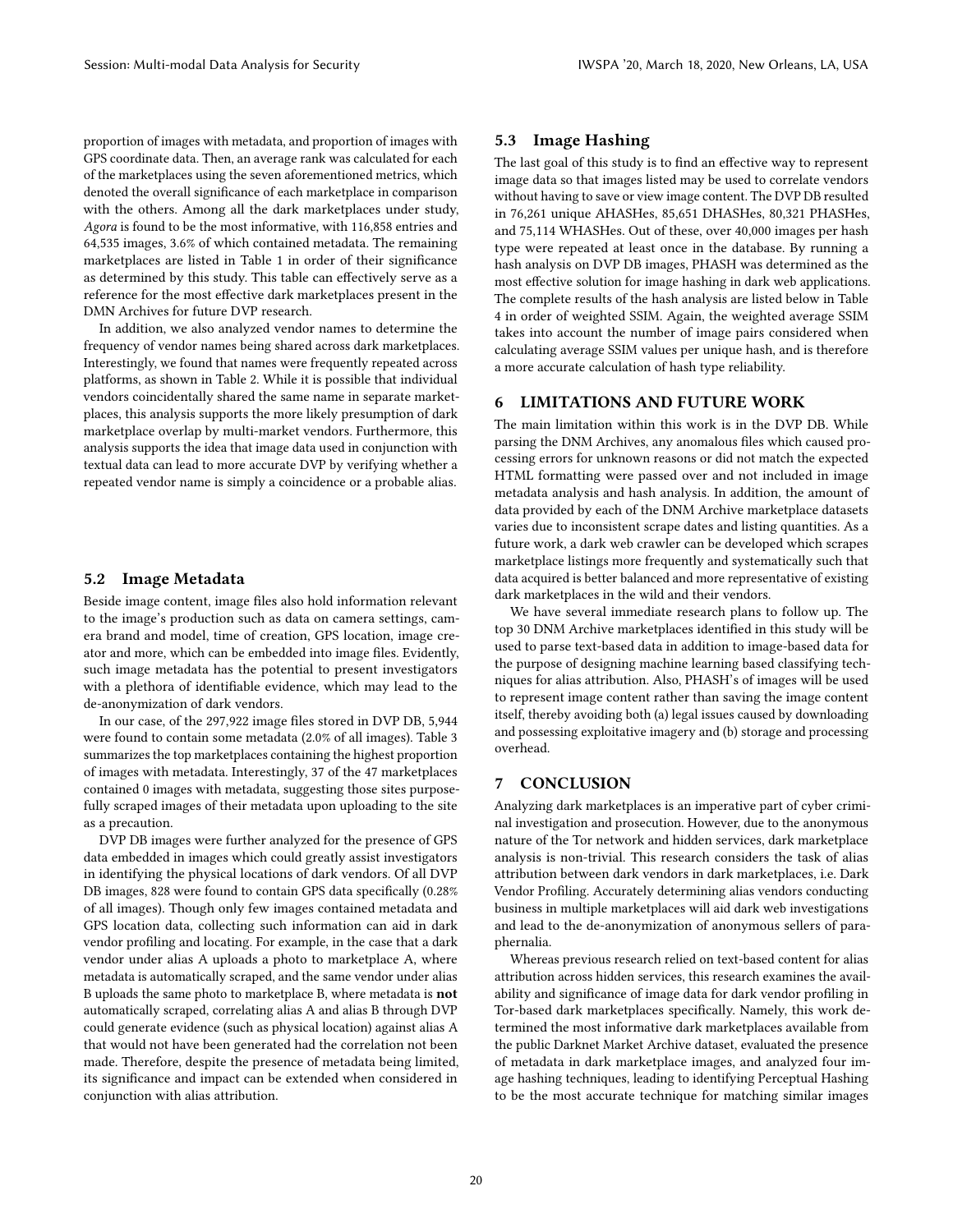proportion of images with metadata, and proportion of images with GPS coordinate data. Then, an average rank was calculated for each of the marketplaces using the seven aforementioned metrics, which denoted the overall significance of each marketplace in comparison with the others. Among all the dark marketplaces under study, *Agora* is found to be the most informative, with 116,858 entries and 64,535 images, 3.6% of which contained metadata. The remaining marketplaces are listed in Table 1 in order of their significance as determined by this study. This table can effectively serve as a reference for the most effective dark marketplaces present in the DMN Archives for future DVP research.

In addition, we also analyzed vendor names to determine the frequency of vendor names being shared across dark marketplaces. Interestingly, we found that names were frequently repeated across platforms, as shown in Table 2. While it is possible that individual vendors coincidentally shared the same name in separate marketplaces, this analysis supports the more likely presumption of dark marketplace overlap by multi-market vendors. Furthermore, this analysis supports the idea that image data used in conjunction with textual data can lead to more accurate DVP by verifying whether a repeated vendor name is simply a coincidence or a probable alias.

## 5.2 Image Metadata

Beside image content, image files also hold information relevant to the image's production such as data on camera settings, camera brand and model, time of creation, GPS location, image creator and more, which can be embedded into image files. Evidently, such image metadata has the potential to present investigators with a plethora of identifiable evidence, which may lead to the de-anonymization of dark vendors.

In our case, of the 297,922 image files stored in DVP DB, 5,944 were found to contain some metadata (2.0% of all images). Table 3 summarizes the top marketplaces containing the highest proportion of images with metadata. Interestingly, 37 of the 47 marketplaces contained 0 images with metadata, suggesting those sites purposefully scraped images of their metadata upon uploading to the site as a precaution.

DVP DB images were further analyzed for the presence of GPS data embedded in images which could greatly assist investigators in identifying the physical locations of dark vendors. Of all DVP DB images, 828 were found to contain GPS data specifically (0.28% of all images). Though only few images contained metadata and GPS location data, collecting such information can aid in dark vendor profiling and locating. For example, in the case that a dark vendor under alias A uploads a photo to marketplace A, where metadata is automatically scraped, and the same vendor under alias B uploads the same photo to marketplace B, where metadata is **not** automatically scraped, correlating alias A and alias B through DVP could generate evidence (such as physical location) against alias A that would not have been generated had the correlation not been made. Therefore, despite the presence of metadata being limited, its significance and impact can be extended when considered in conjunction with alias attribution.

## 5.3 Image Hashing

The last goal of this study is to find an effective way to represent image data so that images listed may be used to correlate vendors without having to save or view image content. The DVP DB resulted in 76,261 unique AHASHes, 85,651 DHASHes, 80,321 PHASHes, and 75,114 WHASHes. Out of these, over 40,000 images per hash type were repeated at least once in the database. By running a hash analysis on DVP DB images, PHASH was determined as the most effective solution for image hashing in dark web applications. The complete results of the hash analysis are listed below in Table 4 in order of weighted SSIM. Again, the weighted average SSIM takes into account the number of image pairs considered when calculating average SSIM values per unique hash, and is therefore a more accurate calculation of hash type reliability.

# 6 LIMITATIONS AND FUTURE WORK

The main limitation within this work is in the DVP DB. While parsing the DNM Archives, any anomalous files which caused processing errors for unknown reasons or did not match the expected HTML formatting were passed over and not included in image metadata analysis and hash analysis. In addition, the amount of data provided by each of the DNM Archive marketplace datasets varies due to inconsistent scrape dates and listing quantities. As a future work, a dark web crawler can be developed which scrapes marketplace listings more frequently and systematically such that data acquired is better balanced and more representative of existing dark marketplaces in the wild and their vendors.

We have several immediate research plans to follow up. The top 30 DNM Archive marketplaces identified in this study will be used to parse text-based data in addition to image-based data for the purpose of designing machine learning based classifying techniques for alias attribution. Also, PHASH's of images will be used to represent image content rather than saving the image content itself, thereby avoiding both (a) legal issues caused by downloading and possessing exploitative imagery and (b) storage and processing overhead.

# 7 CONCLUSION

Analyzing dark marketplaces is an imperative part of cyber criminal investigation and prosecution. However, due to the anonymous nature of the Tor network and hidden services, dark marketplace analysis is non-trivial. This research considers the task of alias attribution between dark vendors in dark marketplaces, i.e. Dark Vendor Profiling. Accurately determining alias vendors conducting business in multiple marketplaces will aid dark web investigations and lead to the de-anonymization of anonymous sellers of paraphernalia.

Whereas previous research relied on text-based content for alias attribution across hidden services, this research examines the availability and significance of image data for dark vendor profiling in Tor-based dark marketplaces specifically. Namely, this work determined the most informative dark marketplaces available from the public Darknet Market Archive dataset, evaluated the presence of metadata in dark marketplace images, and analyzed four image hashing techniques, leading to identifying Perceptual Hashing to be the most accurate technique for matching similar images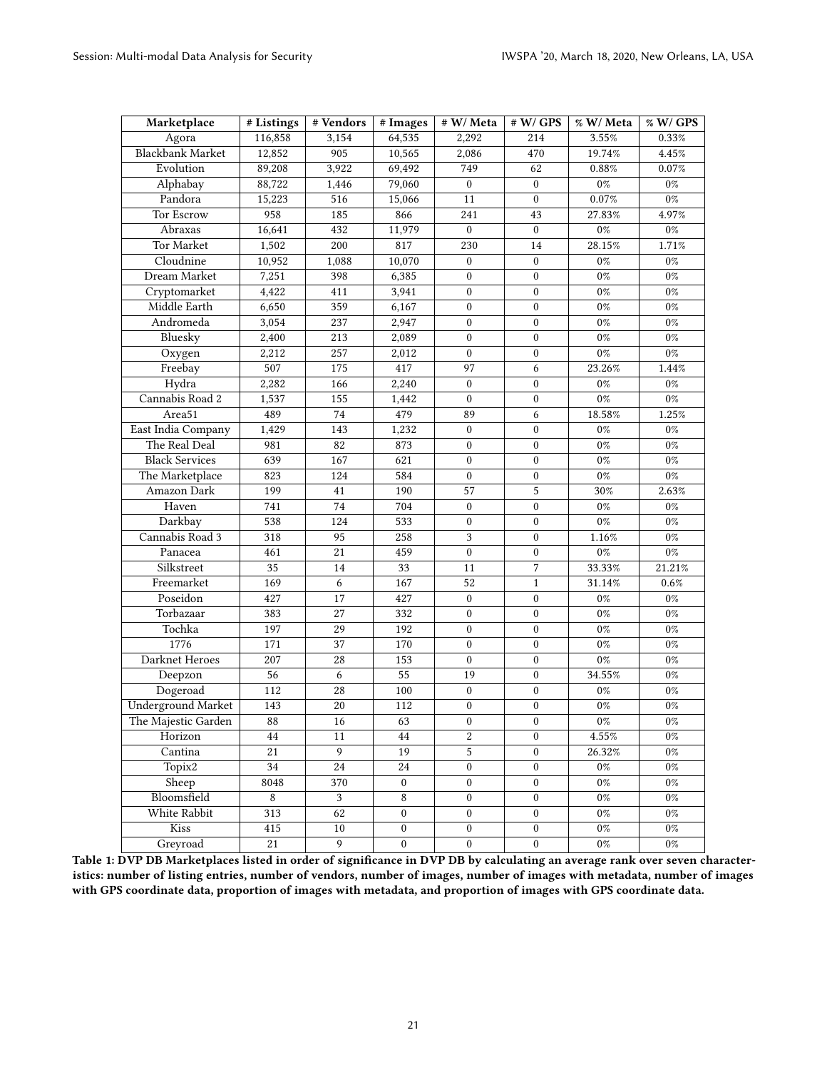| Marketplace | # Listings | # Vendors | # Images | # W/ Meta | # W/ GPS | % W/ Meta | % W/ GPS |
|---|---|---|---|---|---|---|---|
| Agora | 116,858 | 3,154 | 64,535 | 2,292 | 214 | 3.55% | 0.33% |
| Blackbank Market | 12,852 | 905 | 10,565 | 2,086 | 470 | 19.74% | 4.45% |
| Evolution | 89,208 | 3,922 | 69,492 | 749 | 62 | 0.88% | 0.07% |
| Alphabay | 88,722 | 1,446 | 79,060 | 0 | 0 | 0% | 0% |
| Pandora | 15,223 | 516 | 15,066 | 11 | 0 | 0.07% | 0% |
| Tor Escrow | 958 | 185 | 866 | 241 | 43 | 27.83% | 4.97% |
| Abraxas | 16,641 | 432 | 11,979 | 0 | 0 | 0% | 0% |
| Tor Market | 1,502 | 200 | 817 | 230 | 14 | 28.15% | 1.71% |
| Cloudnine | 10,952 | 1,088 | 10,070 | 0 | 0 | 0% | 0% |
| Dream Market | 7,251 | 398 | 6,385 | 0 | 0 | 0% | 0% |
| Cryptomarket | 4,422 | 411 | 3,941 | 0 | 0 | 0% | 0% |
| Middle Earth | 6,650 | 359 | 6,167 | 0 | 0 | 0% | 0% |
| Andromeda | 3,054 | 237 | 2,947 | 0 | 0 | 0% | 0% |
| Bluesky | 2,400 | 213 | 2,089 | 0 | 0 | 0% | 0% |
| Oxygen | 2,212 | 257 | 2,012 | 0 | 0 | 0% | 0% |
| Freebay | 507 | 175 | 417 | 97 | 6 | 23.26% | 1.44% |
| Hydra | 2,282 | 166 | 2,240 | 0 | 0 | 0% | 0% |
| Cannabis Road 2 | 1,537 | 155 | 1,442 | 0 | 0 | 0% | 0% |
| Area51 | 489 | 74 | 479 | 89 | 6 | 18.58% | 1.25% |
| East India Company | 1,429 | 143 | 1,232 | 0 | 0 | 0% | 0% |
| The Real Deal | 981 | 82 | 873 | 0 | 0 | 0% | 0% |
| Black Services | 639 | 167 | 621 | 0 | 0 | 0% | 0% |
| The Marketplace | 823 | 124 | 584 | 0 | 0 | 0% | 0% |
| Amazon Dark | 199 | 41 | 190 | 57 | 5 | 30% | 2.63% |
| Haven | 741 | 74 | 704 | 0 | 0 | 0% | 0% |
| Darkbay | 538 | 124 | 533 | 0 | 0 | 0% | 0% |
| Cannabis Road 3 | 318 | 95 | 258 | 3 | 0 | 1.16% | 0% |
| Panacea | 461 | 21 | 459 | 0 | 0 | 0% | 0% |
| Silkstreet | 35 | 14 | 33 | 11 | 7 | 33.33% | 21.21% |
| Freemarket | 169 | 6 | 167 | 52 | 1 | 31.14% | 0.6% |
| Poseidon | 427 | 17 | 427 | 0 | 0 | 0% | 0% |
| Torbazaar | 383 | 27 | 332 | 0 | 0 | 0% | 0% |
| Tochka | 197 | 29 | 192 | 0 | 0 | 0% | 0% |
| 1776 | 171 | 37 | 170 | 0 | 0 | 0% | 0% |
| Darknet Heroes | 207 | 28 | 153 | 0 | 0 | 0% | 0% |
| Deepzon | 56 | 6 | 55 | 19 | 0 | 34.55% | 0% |
| Dogeroad | 112 | 28 | 100 | 0 | 0 | 0% | 0% |
| Underground Market | 143 | 20 | 112 | 0 | 0 | 0% | 0% |
| The Majestic Garden | 88 | 16 | 63 | 0 | 0 | 0% | 0% |
| Horizon | 44 | 11 | 44 | 2 | 0 | 4.55% | 0% |
| Cantina | 21 | 9 | 19 | 5 | 0 | 26.32% | 0% |
| Topix2 | 34 | 24 | 24 | 0 | 0 | 0% | 0% |
| Sheep | 8048 | 370 | 0 | 0 | 0 | 0% | 0% |
| Bloomsfield | 8 | 3 | 8 | 0 | 0 | 0% | 0% |
| White Rabbit | 313 | 62 | 0 | 0 | 0 | 0% | 0% |
| Kiss | 415 | 10 | 0 | 0 | 0 | 0% | 0% |
| Greyroad | 21 | 9 | 0 | 0 | 0 | 0% | 0% |

**Table 1: DVP DB Marketplaces listed in order of significance in DVP DB by calculating an average rank over seven characteristics: number of listing entries, number of vendors, number of images, number of images with metadata, number of images with GPS coordinate data, proportion of images with metadata, and proportion of images with GPS coordinate data.**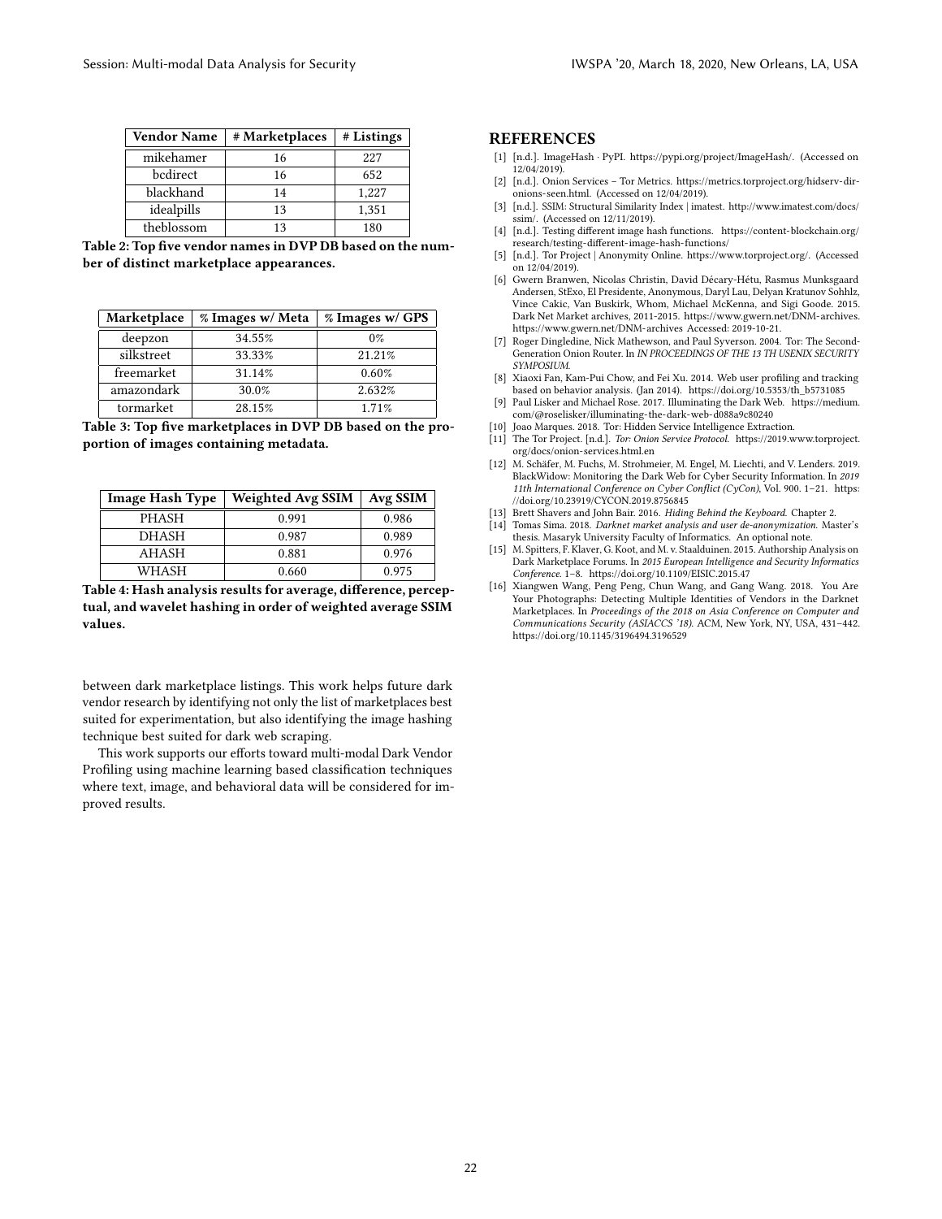| Vendor Name | # Marketplaces | # Listings |
| --- | --- | --- |
| mikehamer | 16 | 227 |
| bcdirect | 16 | 652 |
| blackhand | 14 | 1,227 |
| idealpills | 13 | 1,351 |
| theblossom | 13 | 180 |

**Table 2: Top five vendor names in DVP DB based on the number of distinct marketplace appearances.**

| Marketplace | % Images w/ Meta | % Images w/ GPS |
| --- | --- | --- |
| deepzon | 34.55% | 0% |
| silkstreet | 33.33% | 21.21% |
| freemarket | 31.14% | 0.60% |
| amazondark | 30.0% | 2.632% |
| tormarket | 28.15% | 1.71% |

**Table 3: Top five marketplaces in DVP DB based on the proportion of images containing metadata.**

| Image Hash Type | Weighted Avg SSIM | Avg SSIM |
| --- | --- | --- |
| PHASH | 0.991 | 0.986 |
| DHASH | 0.987 | 0.989 |
| AHASH | 0.881 | 0.976 |
| WHASH | 0.660 | 0.975 |

**Table 4: Hash analysis results for average, difference, perceptual, and wavelet hashing in order of weighted average SSIM values.**

between dark marketplace listings. This work helps future dark vendor research by identifying not only the list of marketplaces best suited for experimentation, but also identifying the image hashing technique best suited for dark web scraping.

This work supports our efforts toward multi-modal Dark Vendor Profiling using machine learning based classification techniques where text, image, and behavioral data will be considered for improved results.

## REFERENCES

[1] [n.d.]. ImageHash · PyPI. https://pypi.org/project/ImageHash/. (Accessed on 12/04/2019).

[2] [n.d.]. Onion Services – Tor Metrics. https://metrics.torproject.org/hidserv-dir-onions-seen.html. (Accessed on 12/04/2019).

[3] [n.d.]. SSIM: Structural Similarity Index | imatest. http://www.imatest.com/docs/ssim/. (Accessed on 12/11/2019).

[4] [n.d.]. Testing different image hash functions. https://content-blockchain.org/research/testing-different-image-hash-functions/

[5] [n.d.]. Tor Project | Anonymity Online. https://www.torproject.org/. (Accessed on 12/04/2019).

[6] Gwern Branwen, Nicolas Christin, David Décary-Hétu, Rasmus Munksgaard Andersen, StExo, El Presidente, Anonymous, Daryl Lau, Delyan Kratunov Sohhlz, Vince Cakic, Van Buskirk, Whom, Michael McKenna, and Sigi Goode. 2015. Dark Net Market archives, 2011-2015. https://www.gwern.net/DNM-archives. https://www.gwern.net/DNM-archives Accessed: 2019-10-21.

[7] Roger Dingledine, Nick Mathewson, and Paul Syverson. 2004. Tor: The Second-Generation Onion Router. In *IN PROCEEDINGS OF THE 13 TH USENIX SECURITY SYMPOSIUM*.

[8] Xiaoxi Fan, Kam-Pui Chow, and Fei Xu. 2014. Web user profiling and tracking based on behavior analysis. (Jan 2014). https://doi.org/10.5353/th_b5731085

[9] Paul Lisker and Michael Rose. 2017. Illuminating the Dark Web. https://medium.com/@roselisker/illuminating-the-dark-web-d088a9c80240

[10] Joao Marques. 2018. Tor: Hidden Service Intelligence Extraction.

[11] The Tor Project. [n.d.]. *Tor: Onion Service Protocol*. https://2019.www.torproject.org/docs/onion-services.html.en

[12] M. Schäfer, M. Fuchs, M. Strohmeier, M. Engel, M. Liechti, and V. Lenders. 2019. BlackWidow: Monitoring the Dark Web for Cyber Security Information. In *2019 11th International Conference on Cyber Conflict (CyCon)*, Vol. 900. 1–21. https://doi.org/10.23919/CYCON.2019.8756845

[13] Brett Shavers and John Bair. 2016. *Hiding Behind the Keyboard*. Chapter 2.

[14] Tomas Sima. 2018. *Darknet market analysis and user de-anonymization*. Master's thesis. Masaryk University Faculty of Informatics. An optional note.

[15] M. Spitters, F. Klaver, G. Koot, and M. v. Staalduinen. 2015. Authorship Analysis on Dark Marketplace Forums. In *2015 European Intelligence and Security Informatics Conference*. 1–8. https://doi.org/10.1109/EISIC.2015.47

[16] Xiangwen Wang, Peng Peng, Chun Wang, and Gang Wang. 2018. You Are Your Photographs: Detecting Multiple Identities of Vendors in the Darknet Marketplaces. In *Proceedings of the 2018 on Asia Conference on Computer and Communications Security (ASIACCS '18)*. ACM, New York, NY, USA, 431–442. https://doi.org/10.1145/3196494.3196529